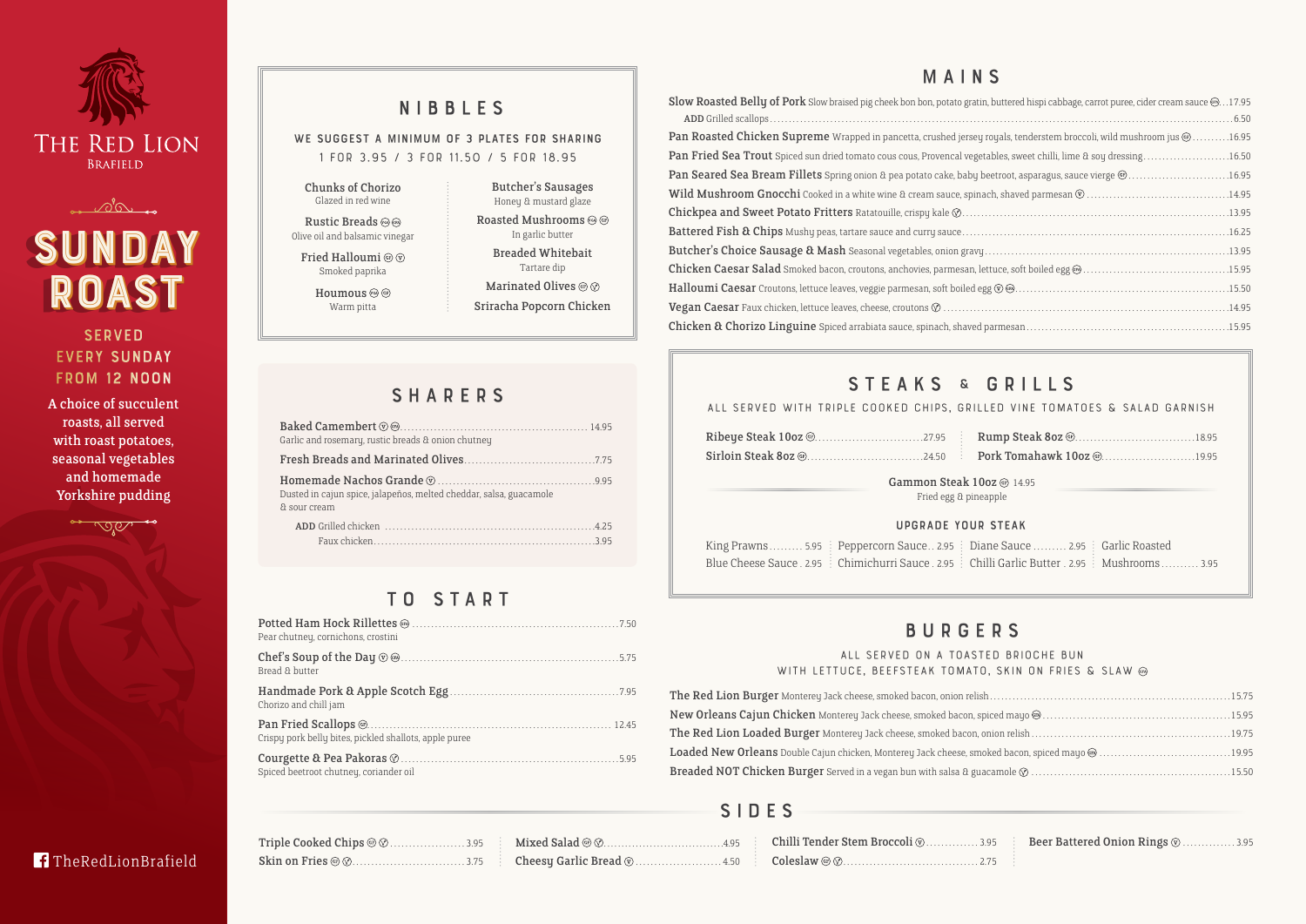# The Red Lion
Brafield

# Sunday Roast

**Served every Sunday from 12 noon**

A choice of succulent roasts, all served with roast potatoes, seasonal vegetables and homemade Yorkshire pudding

TheRedLionBrafield

## Nibbles

WE SUGGEST A MINIMUM OF 3 PLATES FOR SHARING

1 FOR 3.95 / 3 FOR 11.50 / 5 FOR 18.95

- **Chunks of Chorizo** – Glazed in red wine
- **Rustic Breads** – Olive oil and balsamic vinegar
- **Fried Halloumi** – Smoked paprika
- **Houmous** – Warm pitta
- **Butcher's Sausages** – Honey & mustard glaze
- **Roasted Mushrooms** – In garlic butter
- **Breaded Whitebait** – Tartare dip
- **Marinated Olives**
- **Sriracha Popcorn Chicken**

## Sharers

- **Baked Camembert** ... 14.95
  Garlic and rosemary, rustic breads & onion chutney
- **Fresh Breads and Marinated Olives** ... 7.75
- **Homemade Nachos Grande** ... 9.95
  Dusted in cajun spice, jalapeños, melted cheddar, salsa, guacamole & sour cream
  - ADD Grilled chicken ... 4.25
  - Faux chicken ... 3.95

## To Start

- **Potted Ham Hock Rillettes** ... 7.50
  Pear chutney, cornichons, crostini
- **Chef's Soup of the Day** ... 5.75
  Bread & butter
- **Handmade Pork & Apple Scotch Egg** ... 7.95
  Chorizo and chili jam
- **Pan Fried Scallops** ... 12.45
  Crispy pork belly bites, pickled shallots, apple puree
- **Courgette & Pea Pakoras** ... 5.95
  Spiced beetroot chutney, coriander oil

## Mains

- **Slow Roasted Belly of Pork** Slow braised pig cheek bon bon, potato gratin, buttered hispi cabbage, carrot puree, cider cream sauce ... 17.95
  - ADD Grilled scallops ... 6.50
- **Pan Roasted Chicken Supreme** Wrapped in pancetta, crushed jersey royals, tenderstem broccoli, wild mushroom jus ... 16.95
- **Pan Fried Sea Trout** Spiced sun dried tomato cous cous, Provencal vegetables, sweet chilli, lime & soy dressing ... 16.50
- **Pan Seared Sea Bream Fillets** Spring onion & pea potato cake, baby beetroot, asparagus, sauce vierge ... 16.95
- **Wild Mushroom Gnocchi** Cooked in a white wine & cream sauce, spinach, shaved parmesan ... 14.95
- **Chickpea and Sweet Potato Fritters** Ratatouille, crispy kale ... 13.95
- **Battered Fish & Chips** Mushy peas, tartare sauce and curry sauce ... 16.25
- **Butcher's Choice Sausage & Mash** Seasonal vegetables, onion gravy ... 13.95
- **Chicken Caesar Salad** Smoked bacon, croutons, anchovies, parmesan, lettuce, soft boiled egg ... 15.95
- **Halloumi Caesar** Croutons, lettuce leaves, veggie parmesan, soft boiled egg ... 15.50
- **Vegan Caesar** Faux chicken, lettuce leaves, cheese, croutons ... 14.95
- **Chicken & Chorizo Linguine** Spiced arrabiata sauce, spinach, shaved parmesan ... 15.95

## Steaks & Grills

ALL SERVED WITH TRIPLE COOKED CHIPS, GRILLED VINE TOMATOES & SALAD GARNISH

- **Ribeye Steak 10oz** ... 27.95
- **Sirloin Steak 8oz** ... 24.50
- **Rump Steak 8oz** ... 18.95
- **Pork Tomahawk 10oz** ... 19.95
- **Gammon Steak 10oz** 14.95
  Fried egg & pineapple

### Upgrade Your Steak

| | | | |
|---|---|---|---|
| King Prawns ... 5.95 | Peppercorn Sauce .. 2.95 | Diane Sauce ... 2.95 | Garlic Roasted Mushrooms ... 3.95 |
| Blue Cheese Sauce . 2.95 | Chimichurri Sauce . 2.95 | Chilli Garlic Butter . 2.95 | |

## Burgers

ALL SERVED ON A TOASTED BRIOCHE BUN WITH LETTUCE, BEEFSTEAK TOMATO, SKIN ON FRIES & SLAW

- **The Red Lion Burger** Monterey Jack cheese, smoked bacon, onion relish ... 15.75
- **New Orleans Cajun Chicken** Monterey Jack cheese, smoked bacon, spiced mayo ... 15.95
- **The Red Lion Loaded Burger** Monterey Jack cheese, smoked bacon, onion relish ... 19.75
- **Loaded New Orleans** Double Cajun chicken, Monterey Jack cheese, smoked bacon, spiced mayo ... 19.95
- **Breaded NOT Chicken Burger** Served in a vegan bun with salsa & guacamole ... 15.50

## Sides

- Triple Cooked Chips ... 3.95
- Skin on Fries ... 3.75
- Mixed Salad ... 4.95
- Cheesy Garlic Bread ... 4.50
- Chilli Tender Stem Broccoli ... 3.95
- Coleslaw ... 2.75
- Beer Battered Onion Rings ... 3.95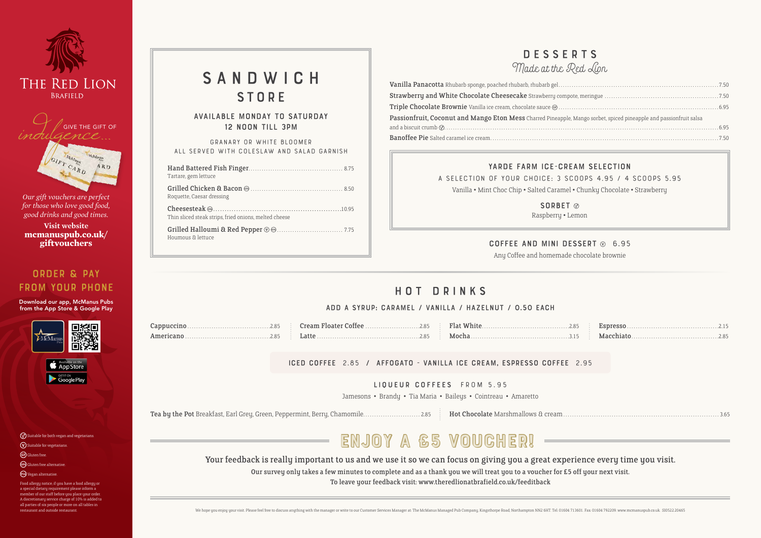# The Red Lion
Brafield

*Give the gift of indulgence...*

*Our gift vouchers are perfect for those who love good food, good drinks and good times.*

**Visit website**
**mcmanuspub.co.uk/giftvouchers**

## ORDER & PAY FROM YOUR PHONE

Download our app, McManus Pubs from the App Store & Google Play

(VG) Suitable for both vegan and vegetarians.
(V) Suitable for vegetarians.
(GF) Gluten free.
(GFA) Gluten free alternative.
(VGA) Vegan alternative.

Food allergy notice: if you have a food allergy or a special dietary requirement please inform a member of our staff before you place your order. A discretionary service charge of 10% is added to all parties of six people or more on all tables in restaurant and outside restaurant.

# SANDWICH STORE

**AVAILABLE MONDAY TO SATURDAY**
**12 NOON TILL 3PM**

GRANARY OR WHITE BLOOMER
ALL SERVED WITH COLESLAW AND SALAD GARNISH

Hand Battered Fish Finger ........ 8.75
Tartare, gem lettuce

Grilled Chicken & Bacon (GFA) ........ 8.50
Roquette, Caesar dressing

Cheesesteak (GFA) ........ 10.95
Thin sliced steak strips, fried onions, melted cheese

Grilled Halloumi & Red Pepper (V) (GFA) ........ 7.75
Houmous & lettuce

# DESSERTS
*Made at the Red Lion*

**Vanilla Panacotta** Rhubarb sponge, poached rhubarb, rhubarb gel ........ 7.50

**Strawberry and White Chocolate Cheesecake** Strawberry compote, meringue ........ 7.50

**Triple Chocolate Brownie** Vanilla ice cream, chocolate sauce (GFA) ........ 6.95

**Passionfruit, Coconut and Mango Eton Mess** Charred Pineapple, Mango sorbet, spiced pineapple and passionfruit salsa and a biscuit crumb (VG) ........ 6.95

**Banoffee Pie** Salted caramel ice cream ........ 7.50

## YARDE FARM ICE-CREAM SELECTION

A SELECTION OF YOUR CHOICE: 3 SCOOPS 4.95 / 4 SCOOPS 5.95

Vanilla • Mint Choc Chip • Salted Caramel • Chunky Chocolate • Strawberry

**SORBET** (VG)
Raspberry • Lemon

## COFFEE AND MINI DESSERT (V) 6.95

Any Coffee and homemade chocolate brownie

# HOT DRINKS

ADD A SYRUP: CARAMEL / VANILLA / HAZELNUT / 0.50 EACH

Cappuccino ........ 2.85
Americano ........ 2.85
Cream Floater Coffee ........ 2.85
Latte ........ 2.85
Flat White ........ 2.85
Mocha ........ 3.15
Espresso ........ 2.15
Macchiato ........ 2.85

ICED COFFEE 2.85 / AFFOGATO - VANILLA ICE CREAM, ESPRESSO COFFEE 2.95

**LIQUEUR COFFEES** FROM 5.95

Jamesons • Brandy • Tia Maria • Baileys • Cointreau • Amaretto

**Tea by the Pot** Breakfast, Earl Grey, Green, Peppermint, Berry, Chamomile ........ 2.85

**Hot Chocolate** Marshmallows & cream ........ 3.65

# ENJOY A £5 VOUCHER!

Your feedback is really important to us and we use it so we can focus on giving you a great experience every time you visit.

Our survey only takes a few minutes to complete and as a thank you we will treat you to a voucher for £5 off your next visit.

To leave your feedback visit: www.theredlionatbrafield.co.uk/feeditback

We hope you enjoy your visit. Please feel free to discuss anything with the manager or write to our Customer Services Manager at: The McManus Managed Pub Company, Kingsthorpe Road, Northampton NN2 6HT. Tel: 01604 713601. Fax: 01604 792209. www.mcmanuspub.co.uk SI0522.20465